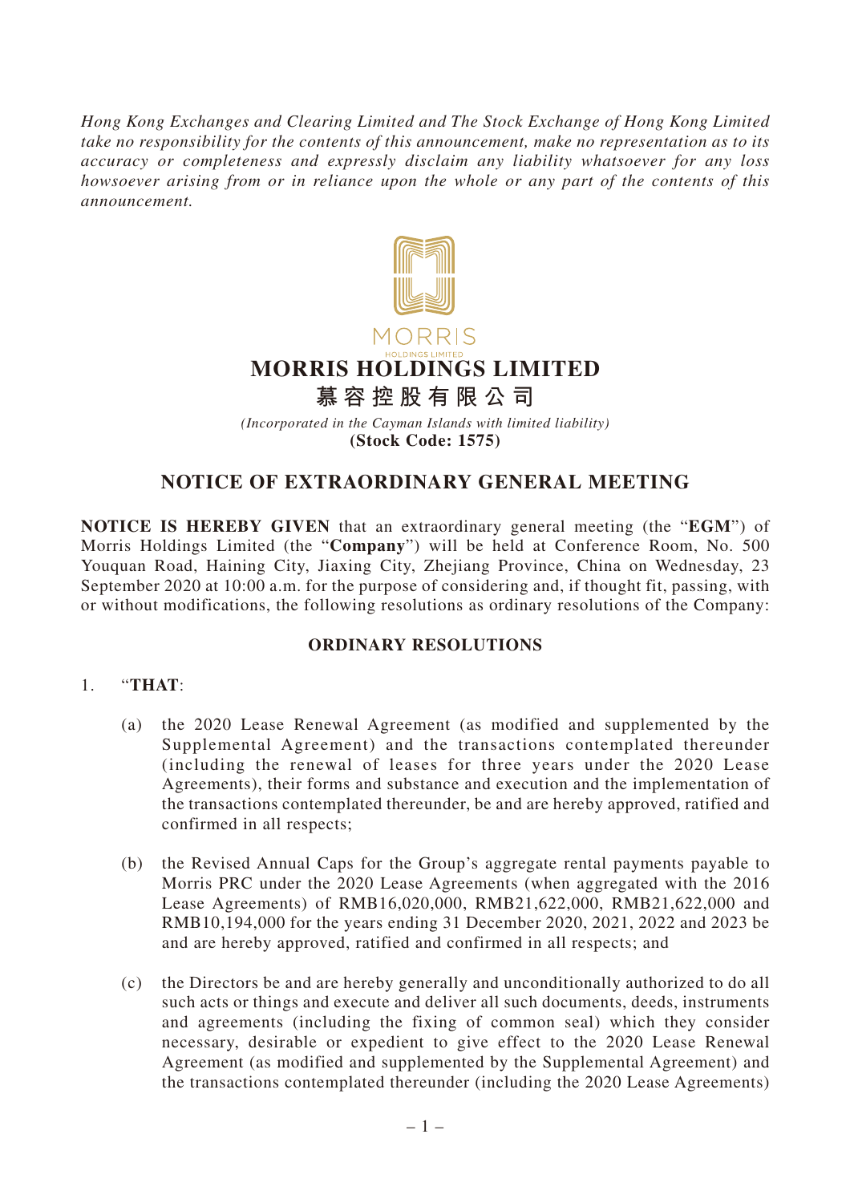*Hong Kong Exchanges and Clearing Limited and The Stock Exchange of Hong Kong Limited take no responsibility for the contents of this announcement, make no representation as to its accuracy or completeness and expressly disclaim any liability whatsoever for any loss howsoever arising from or in reliance upon the whole or any part of the contents of this announcement.*

MORRIS
HOLDINGS LIMITED

# MORRIS HOLDINGS LIMITED

# 慕容控股有限公司

*(Incorporated in the Cayman Islands with limited liability)*

**(Stock Code: 1575)**

## NOTICE OF EXTRAORDINARY GENERAL MEETING

**NOTICE IS HEREBY GIVEN** that an extraordinary general meeting (the "**EGM**") of Morris Holdings Limited (the "**Company**") will be held at Conference Room, No. 500 Youquan Road, Haining City, Jiaxing City, Zhejiang Province, China on Wednesday, 23 September 2020 at 10:00 a.m. for the purpose of considering and, if thought fit, passing, with or without modifications, the following resolutions as ordinary resolutions of the Company:

### ORDINARY RESOLUTIONS

1. "**THAT**:

   (a) the 2020 Lease Renewal Agreement (as modified and supplemented by the Supplemental Agreement) and the transactions contemplated thereunder (including the renewal of leases for three years under the 2020 Lease Agreements), their forms and substance and execution and the implementation of the transactions contemplated thereunder, be and are hereby approved, ratified and confirmed in all respects;

   (b) the Revised Annual Caps for the Group's aggregate rental payments payable to Morris PRC under the 2020 Lease Agreements (when aggregated with the 2016 Lease Agreements) of RMB16,020,000, RMB21,622,000, RMB21,622,000 and RMB10,194,000 for the years ending 31 December 2020, 2021, 2022 and 2023 be and are hereby approved, ratified and confirmed in all respects; and

   (c) the Directors be and are hereby generally and unconditionally authorized to do all such acts or things and execute and deliver all such documents, deeds, instruments and agreements (including the fixing of common seal) which they consider necessary, desirable or expedient to give effect to the 2020 Lease Renewal Agreement (as modified and supplemented by the Supplemental Agreement) and the transactions contemplated thereunder (including the 2020 Lease Agreements)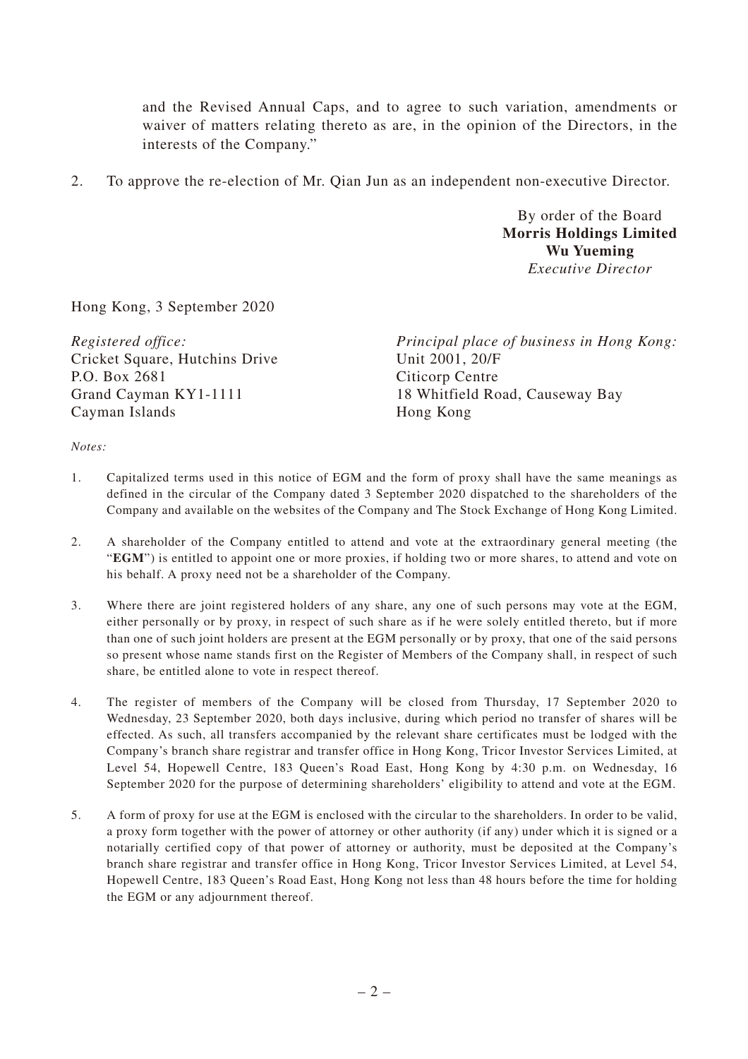and the Revised Annual Caps, and to agree to such variation, amendments or waiver of matters relating thereto as are, in the opinion of the Directors, in the interests of the Company."

2. To approve the re-election of Mr. Qian Jun as an independent non-executive Director.

By order of the Board
**Morris Holdings Limited**
**Wu Yueming**
*Executive Director*

Hong Kong, 3 September 2020

*Registered office:*
Cricket Square, Hutchins Drive
P.O. Box 2681
Grand Cayman KY1-1111
Cayman Islands

*Principal place of business in Hong Kong:*
Unit 2001, 20/F
Citicorp Centre
18 Whitfield Road, Causeway Bay
Hong Kong

*Notes:*

1. Capitalized terms used in this notice of EGM and the form of proxy shall have the same meanings as defined in the circular of the Company dated 3 September 2020 dispatched to the shareholders of the Company and available on the websites of the Company and The Stock Exchange of Hong Kong Limited.

2. A shareholder of the Company entitled to attend and vote at the extraordinary general meeting (the "**EGM**") is entitled to appoint one or more proxies, if holding two or more shares, to attend and vote on his behalf. A proxy need not be a shareholder of the Company.

3. Where there are joint registered holders of any share, any one of such persons may vote at the EGM, either personally or by proxy, in respect of such share as if he were solely entitled thereto, but if more than one of such joint holders are present at the EGM personally or by proxy, that one of the said persons so present whose name stands first on the Register of Members of the Company shall, in respect of such share, be entitled alone to vote in respect thereof.

4. The register of members of the Company will be closed from Thursday, 17 September 2020 to Wednesday, 23 September 2020, both days inclusive, during which period no transfer of shares will be effected. As such, all transfers accompanied by the relevant share certificates must be lodged with the Company's branch share registrar and transfer office in Hong Kong, Tricor Investor Services Limited, at Level 54, Hopewell Centre, 183 Queen's Road East, Hong Kong by 4:30 p.m. on Wednesday, 16 September 2020 for the purpose of determining shareholders' eligibility to attend and vote at the EGM.

5. A form of proxy for use at the EGM is enclosed with the circular to the shareholders. In order to be valid, a proxy form together with the power of attorney or other authority (if any) under which it is signed or a notarially certified copy of that power of attorney or authority, must be deposited at the Company's branch share registrar and transfer office in Hong Kong, Tricor Investor Services Limited, at Level 54, Hopewell Centre, 183 Queen's Road East, Hong Kong not less than 48 hours before the time for holding the EGM or any adjournment thereof.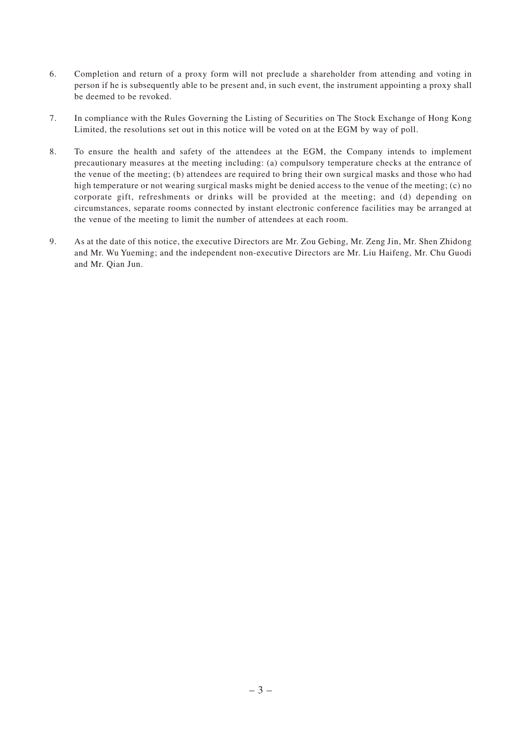6. Completion and return of a proxy form will not preclude a shareholder from attending and voting in person if he is subsequently able to be present and, in such event, the instrument appointing a proxy shall be deemed to be revoked.

7. In compliance with the Rules Governing the Listing of Securities on The Stock Exchange of Hong Kong Limited, the resolutions set out in this notice will be voted on at the EGM by way of poll.

8. To ensure the health and safety of the attendees at the EGM, the Company intends to implement precautionary measures at the meeting including: (a) compulsory temperature checks at the entrance of the venue of the meeting; (b) attendees are required to bring their own surgical masks and those who had high temperature or not wearing surgical masks might be denied access to the venue of the meeting; (c) no corporate gift, refreshments or drinks will be provided at the meeting; and (d) depending on circumstances, separate rooms connected by instant electronic conference facilities may be arranged at the venue of the meeting to limit the number of attendees at each room.

9. As at the date of this notice, the executive Directors are Mr. Zou Gebing, Mr. Zeng Jin, Mr. Shen Zhidong and Mr. Wu Yueming; and the independent non-executive Directors are Mr. Liu Haifeng, Mr. Chu Guodi and Mr. Qian Jun.